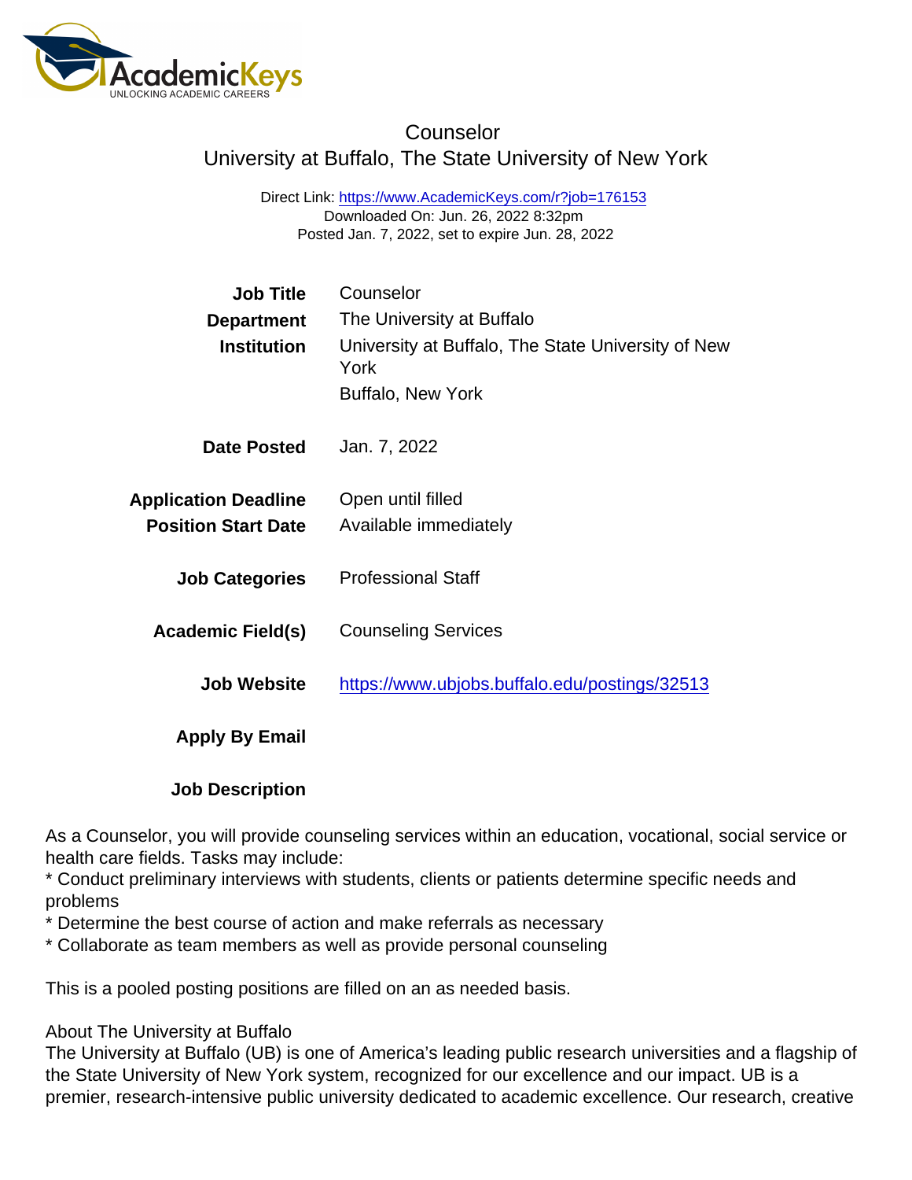# Counselor

## University at Buffalo, The State University of New York

Direct Link: https://www.AcademicKeys.com/r?job=176153
Downloaded On: Jun. 26, 2022 8:32pm
Posted Jan. 7, 2022, set to expire Jun. 28, 2022

| | |
|---|---|
| **Job Title** | Counselor |
| **Department** | The University at Buffalo |
| **Institution** | University at Buffalo, The State University of New York<br>Buffalo, New York |
| **Date Posted** | Jan. 7, 2022 |
| **Application Deadline** | Open until filled |
| **Position Start Date** | Available immediately |
| **Job Categories** | Professional Staff |
| **Academic Field(s)** | Counseling Services |
| **Job Website** | https://www.ubjobs.buffalo.edu/postings/32513 |
| **Apply By Email** | |

**Job Description**

As a Counselor, you will provide counseling services within an education, vocational, social service or health care fields. Tasks may include:
* Conduct preliminary interviews with students, clients or patients determine specific needs and problems
* Determine the best course of action and make referrals as necessary
* Collaborate as team members as well as provide personal counseling

This is a pooled posting positions are filled on an as needed basis.

About The University at Buffalo
The University at Buffalo (UB) is one of America's leading public research universities and a flagship of the State University of New York system, recognized for our excellence and our impact. UB is a premier, research-intensive public university dedicated to academic excellence. Our research, creative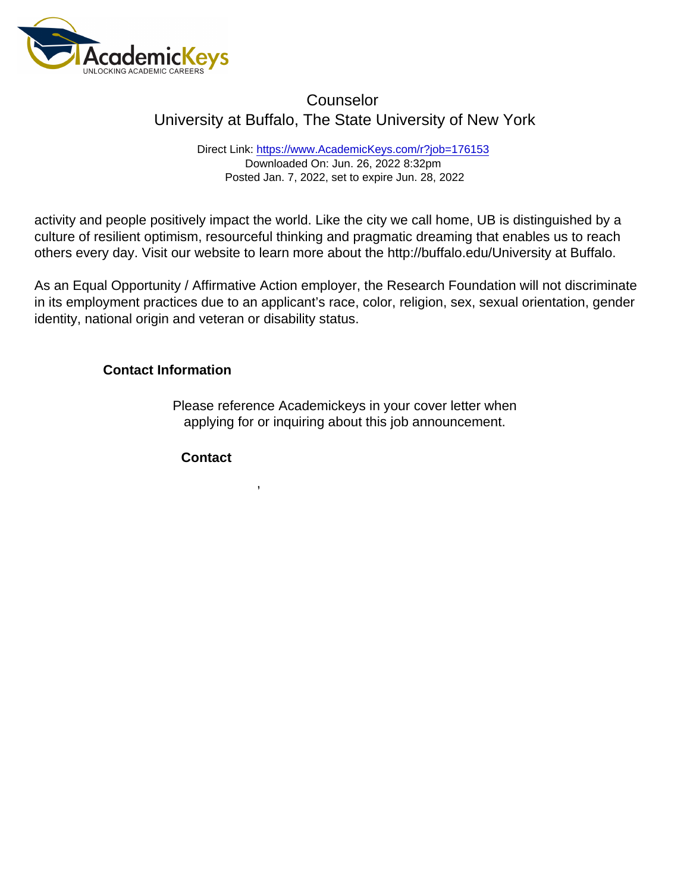# Counselor
## University at Buffalo, The State University of New York

Direct Link: https://www.AcademicKeys.com/r?job=176153
Downloaded On: Jun. 26, 2022 8:32pm
Posted Jan. 7, 2022, set to expire Jun. 28, 2022

activity and people positively impact the world. Like the city we call home, UB is distinguished by a culture of resilient optimism, resourceful thinking and pragmatic dreaming that enables us to reach others every day. Visit our website to learn more about the http://buffalo.edu/University at Buffalo.

As an Equal Opportunity / Affirmative Action employer, the Research Foundation will not discriminate in its employment practices due to an applicant's race, color, religion, sex, sexual orientation, gender identity, national origin and veteran or disability status.

### Contact Information

Please reference Academickeys in your cover letter when applying for or inquiring about this job announcement.

**Contact**

,